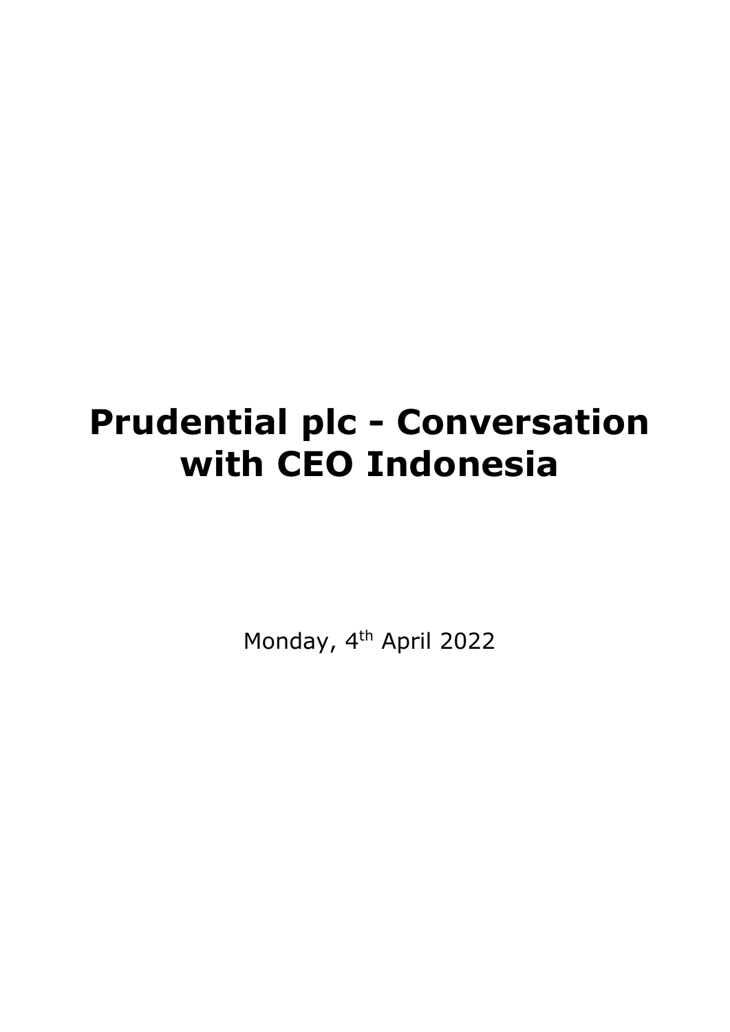# Prudential plc - Conversation with CEO Indonesia

Monday, 4th April 2022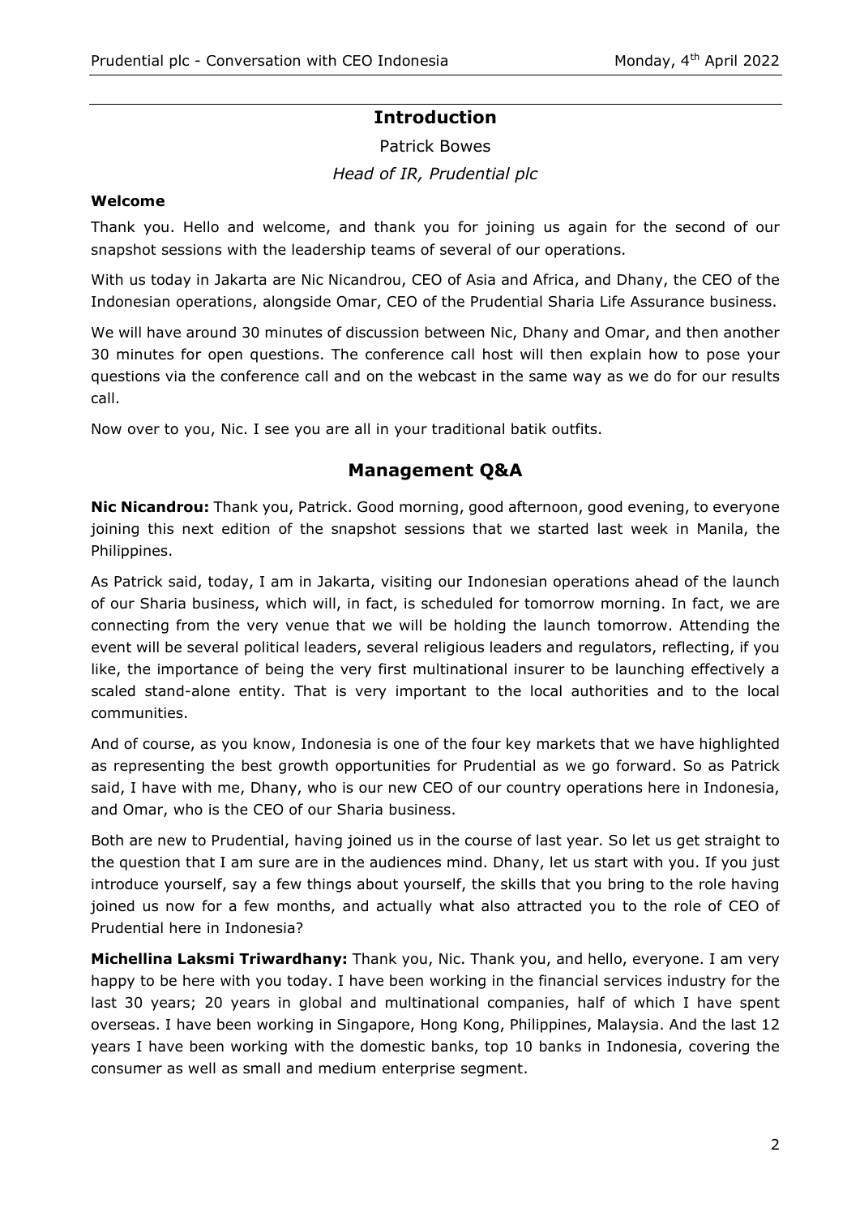## Introduction

Patrick Bowes

*Head of IR, Prudential plc*

### Welcome

Thank you. Hello and welcome, and thank you for joining us again for the second of our snapshot sessions with the leadership teams of several of our operations.

With us today in Jakarta are Nic Nicandrou, CEO of Asia and Africa, and Dhany, the CEO of the Indonesian operations, alongside Omar, CEO of the Prudential Sharia Life Assurance business.

We will have around 30 minutes of discussion between Nic, Dhany and Omar, and then another 30 minutes for open questions. The conference call host will then explain how to pose your questions via the conference call and on the webcast in the same way as we do for our results call.

Now over to you, Nic. I see you are all in your traditional batik outfits.

## Management Q&A

**Nic Nicandrou:** Thank you, Patrick. Good morning, good afternoon, good evening, to everyone joining this next edition of the snapshot sessions that we started last week in Manila, the Philippines.

As Patrick said, today, I am in Jakarta, visiting our Indonesian operations ahead of the launch of our Sharia business, which will, in fact, is scheduled for tomorrow morning. In fact, we are connecting from the very venue that we will be holding the launch tomorrow. Attending the event will be several political leaders, several religious leaders and regulators, reflecting, if you like, the importance of being the very first multinational insurer to be launching effectively a scaled stand-alone entity. That is very important to the local authorities and to the local communities.

And of course, as you know, Indonesia is one of the four key markets that we have highlighted as representing the best growth opportunities for Prudential as we go forward. So as Patrick said, I have with me, Dhany, who is our new CEO of our country operations here in Indonesia, and Omar, who is the CEO of our Sharia business.

Both are new to Prudential, having joined us in the course of last year. So let us get straight to the question that I am sure are in the audiences mind. Dhany, let us start with you. If you just introduce yourself, say a few things about yourself, the skills that you bring to the role having joined us now for a few months, and actually what also attracted you to the role of CEO of Prudential here in Indonesia?

**Michellina Laksmi Triwardhany:** Thank you, Nic. Thank you, and hello, everyone. I am very happy to be here with you today. I have been working in the financial services industry for the last 30 years; 20 years in global and multinational companies, half of which I have spent overseas. I have been working in Singapore, Hong Kong, Philippines, Malaysia. And the last 12 years I have been working with the domestic banks, top 10 banks in Indonesia, covering the consumer as well as small and medium enterprise segment.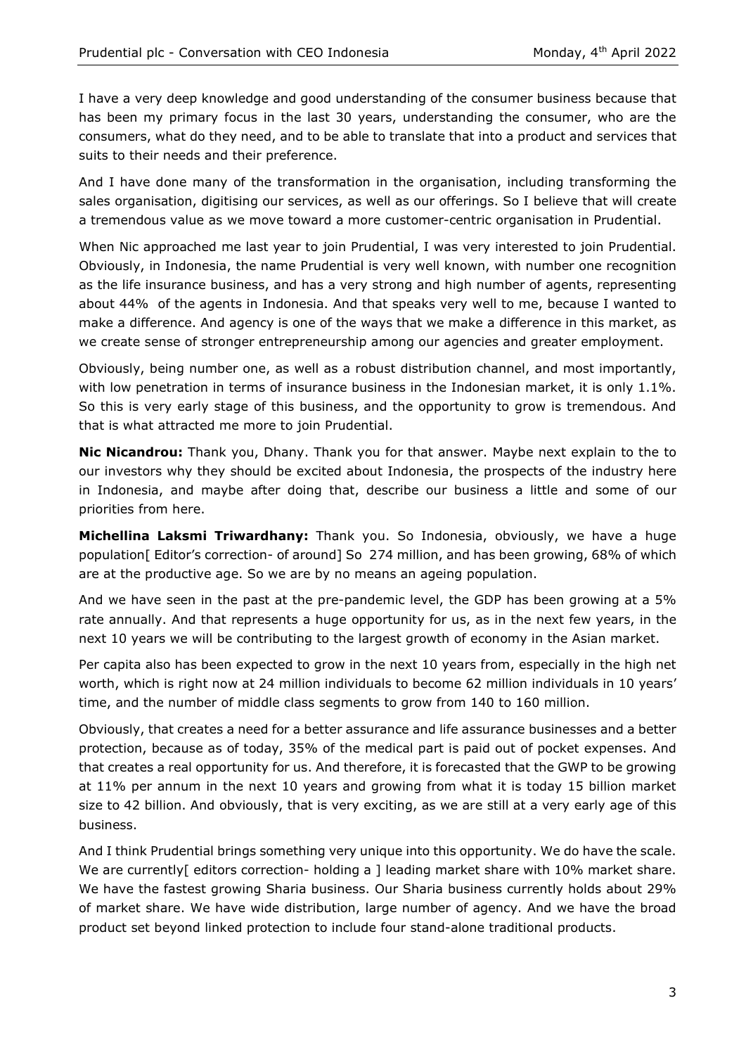I have a very deep knowledge and good understanding of the consumer business because that has been my primary focus in the last 30 years, understanding the consumer, who are the consumers, what do they need, and to be able to translate that into a product and services that suits to their needs and their preference.

And I have done many of the transformation in the organisation, including transforming the sales organisation, digitising our services, as well as our offerings. So I believe that will create a tremendous value as we move toward a more customer-centric organisation in Prudential.

When Nic approached me last year to join Prudential, I was very interested to join Prudential. Obviously, in Indonesia, the name Prudential is very well known, with number one recognition as the life insurance business, and has a very strong and high number of agents, representing about 44% of the agents in Indonesia. And that speaks very well to me, because I wanted to make a difference. And agency is one of the ways that we make a difference in this market, as we create sense of stronger entrepreneurship among our agencies and greater employment.

Obviously, being number one, as well as a robust distribution channel, and most importantly, with low penetration in terms of insurance business in the Indonesian market, it is only 1.1%. So this is very early stage of this business, and the opportunity to grow is tremendous. And that is what attracted me more to join Prudential.

**Nic Nicandrou:** Thank you, Dhany. Thank you for that answer. Maybe next explain to the to our investors why they should be excited about Indonesia, the prospects of the industry here in Indonesia, and maybe after doing that, describe our business a little and some of our priorities from here.

**Michellina Laksmi Triwardhany:** Thank you. So Indonesia, obviously, we have a huge population[ Editor's correction- of around] So 274 million, and has been growing, 68% of which are at the productive age. So we are by no means an ageing population.

And we have seen in the past at the pre-pandemic level, the GDP has been growing at a 5% rate annually. And that represents a huge opportunity for us, as in the next few years, in the next 10 years we will be contributing to the largest growth of economy in the Asian market.

Per capita also has been expected to grow in the next 10 years from, especially in the high net worth, which is right now at 24 million individuals to become 62 million individuals in 10 years' time, and the number of middle class segments to grow from 140 to 160 million.

Obviously, that creates a need for a better assurance and life assurance businesses and a better protection, because as of today, 35% of the medical part is paid out of pocket expenses. And that creates a real opportunity for us. And therefore, it is forecasted that the GWP to be growing at 11% per annum in the next 10 years and growing from what it is today 15 billion market size to 42 billion. And obviously, that is very exciting, as we are still at a very early age of this business.

And I think Prudential brings something very unique into this opportunity. We do have the scale. We are currently[ editors correction- holding a ] leading market share with 10% market share. We have the fastest growing Sharia business. Our Sharia business currently holds about 29% of market share. We have wide distribution, large number of agency. And we have the broad product set beyond linked protection to include four stand-alone traditional products.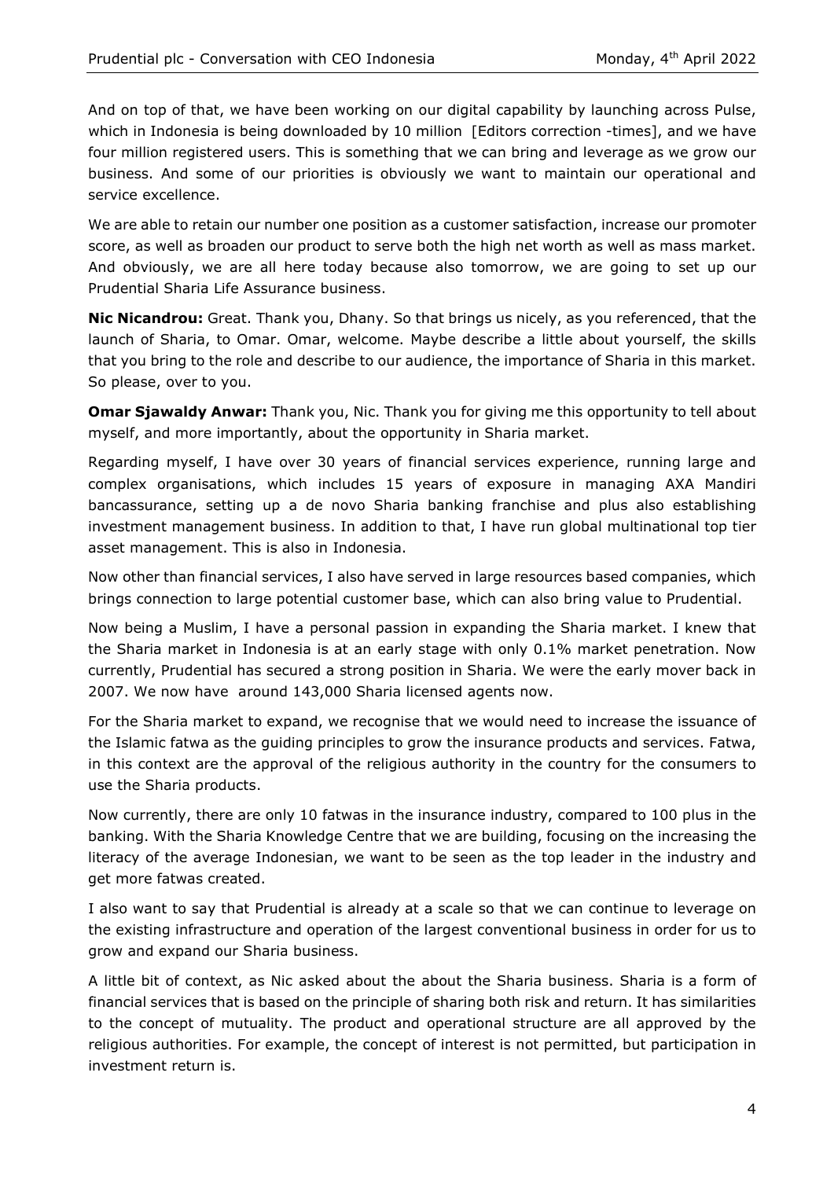And on top of that, we have been working on our digital capability by launching across Pulse, which in Indonesia is being downloaded by 10 million [Editors correction -times], and we have four million registered users. This is something that we can bring and leverage as we grow our business. And some of our priorities is obviously we want to maintain our operational and service excellence.

We are able to retain our number one position as a customer satisfaction, increase our promoter score, as well as broaden our product to serve both the high net worth as well as mass market. And obviously, we are all here today because also tomorrow, we are going to set up our Prudential Sharia Life Assurance business.

**Nic Nicandrou:** Great. Thank you, Dhany. So that brings us nicely, as you referenced, that the launch of Sharia, to Omar. Omar, welcome. Maybe describe a little about yourself, the skills that you bring to the role and describe to our audience, the importance of Sharia in this market. So please, over to you.

**Omar Sjawaldy Anwar:** Thank you, Nic. Thank you for giving me this opportunity to tell about myself, and more importantly, about the opportunity in Sharia market.

Regarding myself, I have over 30 years of financial services experience, running large and complex organisations, which includes 15 years of exposure in managing AXA Mandiri bancassurance, setting up a de novo Sharia banking franchise and plus also establishing investment management business. In addition to that, I have run global multinational top tier asset management. This is also in Indonesia.

Now other than financial services, I also have served in large resources based companies, which brings connection to large potential customer base, which can also bring value to Prudential.

Now being a Muslim, I have a personal passion in expanding the Sharia market. I knew that the Sharia market in Indonesia is at an early stage with only 0.1% market penetration. Now currently, Prudential has secured a strong position in Sharia. We were the early mover back in 2007. We now have around 143,000 Sharia licensed agents now.

For the Sharia market to expand, we recognise that we would need to increase the issuance of the Islamic fatwa as the guiding principles to grow the insurance products and services. Fatwa, in this context are the approval of the religious authority in the country for the consumers to use the Sharia products.

Now currently, there are only 10 fatwas in the insurance industry, compared to 100 plus in the banking. With the Sharia Knowledge Centre that we are building, focusing on the increasing the literacy of the average Indonesian, we want to be seen as the top leader in the industry and get more fatwas created.

I also want to say that Prudential is already at a scale so that we can continue to leverage on the existing infrastructure and operation of the largest conventional business in order for us to grow and expand our Sharia business.

A little bit of context, as Nic asked about the about the Sharia business. Sharia is a form of financial services that is based on the principle of sharing both risk and return. It has similarities to the concept of mutuality. The product and operational structure are all approved by the religious authorities. For example, the concept of interest is not permitted, but participation in investment return is.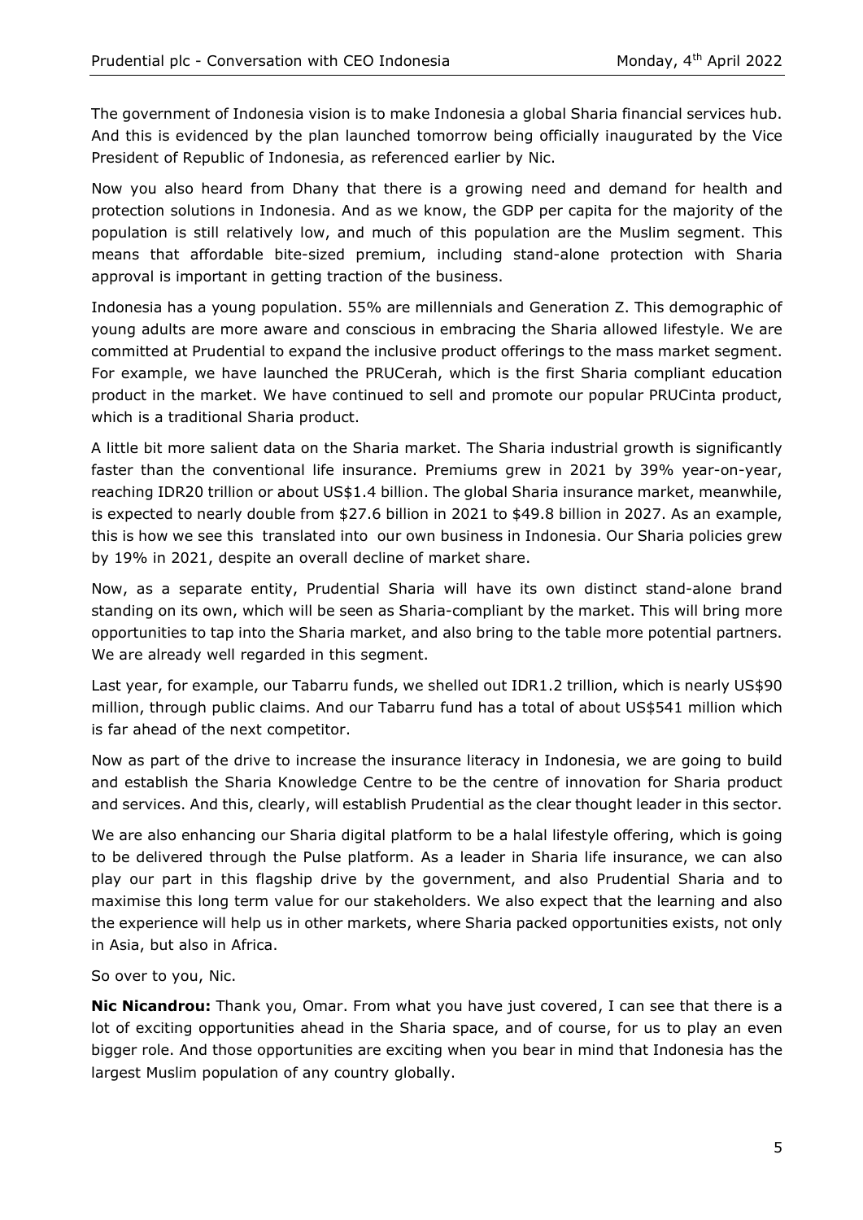The government of Indonesia vision is to make Indonesia a global Sharia financial services hub. And this is evidenced by the plan launched tomorrow being officially inaugurated by the Vice President of Republic of Indonesia, as referenced earlier by Nic.

Now you also heard from Dhany that there is a growing need and demand for health and protection solutions in Indonesia. And as we know, the GDP per capita for the majority of the population is still relatively low, and much of this population are the Muslim segment. This means that affordable bite-sized premium, including stand-alone protection with Sharia approval is important in getting traction of the business.

Indonesia has a young population. 55% are millennials and Generation Z. This demographic of young adults are more aware and conscious in embracing the Sharia allowed lifestyle. We are committed at Prudential to expand the inclusive product offerings to the mass market segment. For example, we have launched the PRUCerah, which is the first Sharia compliant education product in the market. We have continued to sell and promote our popular PRUCinta product, which is a traditional Sharia product.

A little bit more salient data on the Sharia market. The Sharia industrial growth is significantly faster than the conventional life insurance. Premiums grew in 2021 by 39% year-on-year, reaching IDR20 trillion or about US$1.4 billion. The global Sharia insurance market, meanwhile, is expected to nearly double from $27.6 billion in 2021 to $49.8 billion in 2027. As an example, this is how we see this translated into our own business in Indonesia. Our Sharia policies grew by 19% in 2021, despite an overall decline of market share.

Now, as a separate entity, Prudential Sharia will have its own distinct stand-alone brand standing on its own, which will be seen as Sharia-compliant by the market. This will bring more opportunities to tap into the Sharia market, and also bring to the table more potential partners. We are already well regarded in this segment.

Last year, for example, our Tabarru funds, we shelled out IDR1.2 trillion, which is nearly US$90 million, through public claims. And our Tabarru fund has a total of about US$541 million which is far ahead of the next competitor.

Now as part of the drive to increase the insurance literacy in Indonesia, we are going to build and establish the Sharia Knowledge Centre to be the centre of innovation for Sharia product and services. And this, clearly, will establish Prudential as the clear thought leader in this sector.

We are also enhancing our Sharia digital platform to be a halal lifestyle offering, which is going to be delivered through the Pulse platform. As a leader in Sharia life insurance, we can also play our part in this flagship drive by the government, and also Prudential Sharia and to maximise this long term value for our stakeholders. We also expect that the learning and also the experience will help us in other markets, where Sharia packed opportunities exists, not only in Asia, but also in Africa.

So over to you, Nic.

**Nic Nicandrou:** Thank you, Omar. From what you have just covered, I can see that there is a lot of exciting opportunities ahead in the Sharia space, and of course, for us to play an even bigger role. And those opportunities are exciting when you bear in mind that Indonesia has the largest Muslim population of any country globally.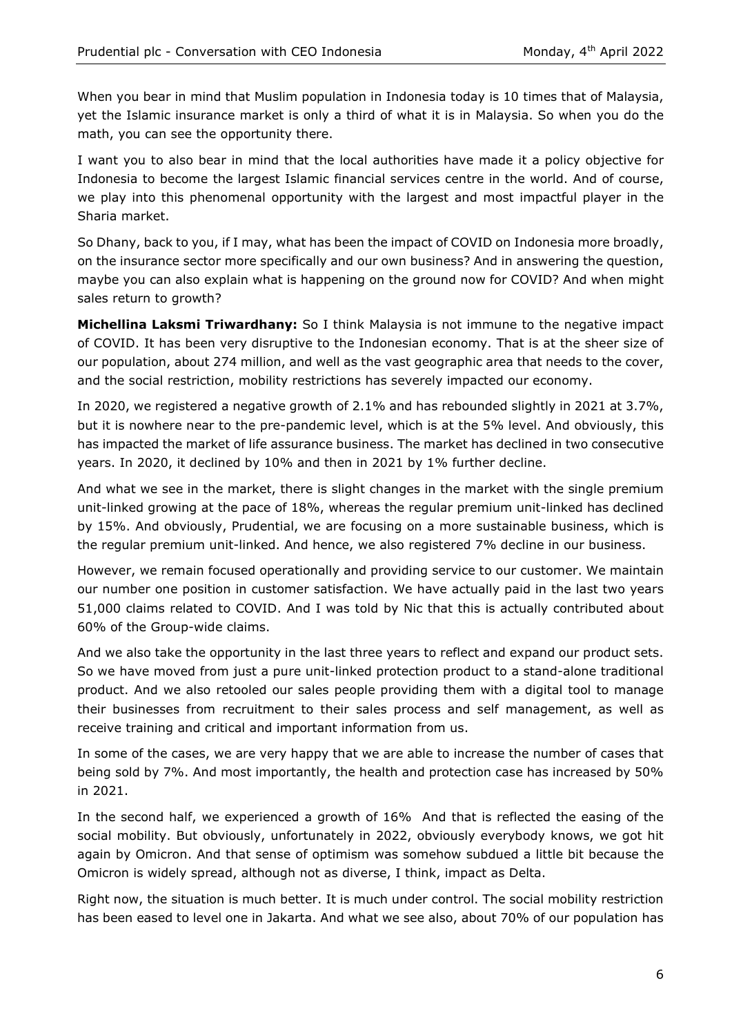When you bear in mind that Muslim population in Indonesia today is 10 times that of Malaysia, yet the Islamic insurance market is only a third of what it is in Malaysia. So when you do the math, you can see the opportunity there.

I want you to also bear in mind that the local authorities have made it a policy objective for Indonesia to become the largest Islamic financial services centre in the world. And of course, we play into this phenomenal opportunity with the largest and most impactful player in the Sharia market.

So Dhany, back to you, if I may, what has been the impact of COVID on Indonesia more broadly, on the insurance sector more specifically and our own business? And in answering the question, maybe you can also explain what is happening on the ground now for COVID? And when might sales return to growth?

**Michellina Laksmi Triwardhany:** So I think Malaysia is not immune to the negative impact of COVID. It has been very disruptive to the Indonesian economy. That is at the sheer size of our population, about 274 million, and well as the vast geographic area that needs to the cover, and the social restriction, mobility restrictions has severely impacted our economy.

In 2020, we registered a negative growth of 2.1% and has rebounded slightly in 2021 at 3.7%, but it is nowhere near to the pre-pandemic level, which is at the 5% level. And obviously, this has impacted the market of life assurance business. The market has declined in two consecutive years. In 2020, it declined by 10% and then in 2021 by 1% further decline.

And what we see in the market, there is slight changes in the market with the single premium unit-linked growing at the pace of 18%, whereas the regular premium unit-linked has declined by 15%. And obviously, Prudential, we are focusing on a more sustainable business, which is the regular premium unit-linked. And hence, we also registered 7% decline in our business.

However, we remain focused operationally and providing service to our customer. We maintain our number one position in customer satisfaction. We have actually paid in the last two years 51,000 claims related to COVID. And I was told by Nic that this is actually contributed about 60% of the Group-wide claims.

And we also take the opportunity in the last three years to reflect and expand our product sets. So we have moved from just a pure unit-linked protection product to a stand-alone traditional product. And we also retooled our sales people providing them with a digital tool to manage their businesses from recruitment to their sales process and self management, as well as receive training and critical and important information from us.

In some of the cases, we are very happy that we are able to increase the number of cases that being sold by 7%. And most importantly, the health and protection case has increased by 50% in 2021.

In the second half, we experienced a growth of 16% And that is reflected the easing of the social mobility. But obviously, unfortunately in 2022, obviously everybody knows, we got hit again by Omicron. And that sense of optimism was somehow subdued a little bit because the Omicron is widely spread, although not as diverse, I think, impact as Delta.

Right now, the situation is much better. It is much under control. The social mobility restriction has been eased to level one in Jakarta. And what we see also, about 70% of our population has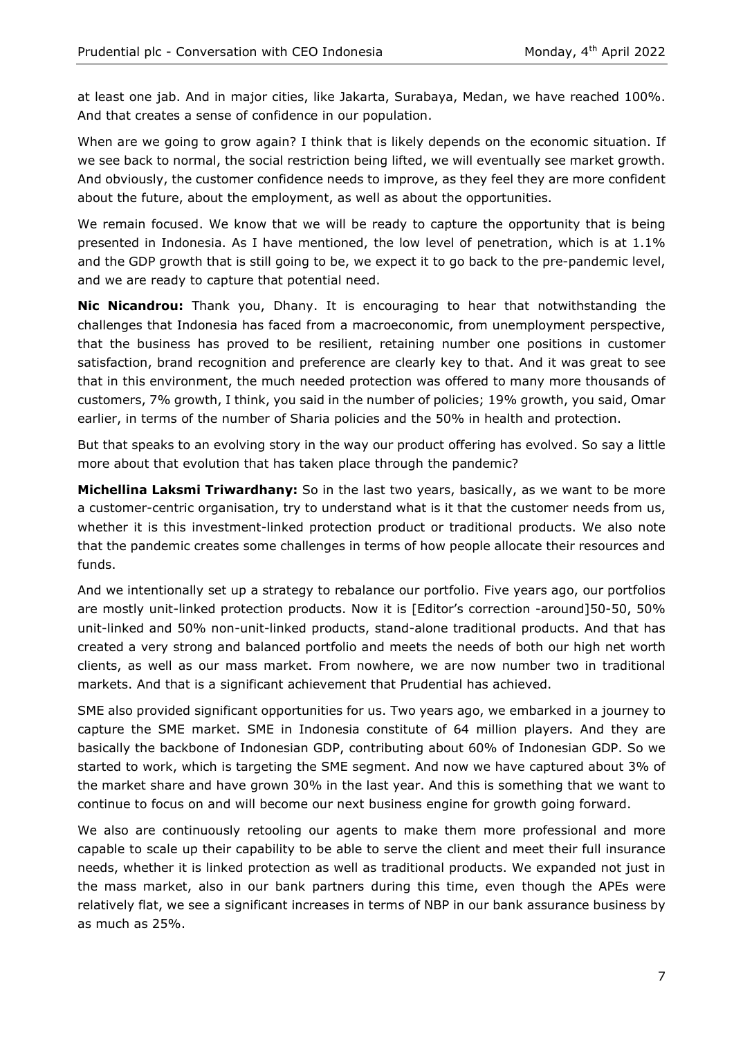at least one jab. And in major cities, like Jakarta, Surabaya, Medan, we have reached 100%. And that creates a sense of confidence in our population.

When are we going to grow again? I think that is likely depends on the economic situation. If we see back to normal, the social restriction being lifted, we will eventually see market growth. And obviously, the customer confidence needs to improve, as they feel they are more confident about the future, about the employment, as well as about the opportunities.

We remain focused. We know that we will be ready to capture the opportunity that is being presented in Indonesia. As I have mentioned, the low level of penetration, which is at 1.1% and the GDP growth that is still going to be, we expect it to go back to the pre-pandemic level, and we are ready to capture that potential need.

**Nic Nicandrou:** Thank you, Dhany. It is encouraging to hear that notwithstanding the challenges that Indonesia has faced from a macroeconomic, from unemployment perspective, that the business has proved to be resilient, retaining number one positions in customer satisfaction, brand recognition and preference are clearly key to that. And it was great to see that in this environment, the much needed protection was offered to many more thousands of customers, 7% growth, I think, you said in the number of policies; 19% growth, you said, Omar earlier, in terms of the number of Sharia policies and the 50% in health and protection.

But that speaks to an evolving story in the way our product offering has evolved. So say a little more about that evolution that has taken place through the pandemic?

**Michellina Laksmi Triwardhany:** So in the last two years, basically, as we want to be more a customer-centric organisation, try to understand what is it that the customer needs from us, whether it is this investment-linked protection product or traditional products. We also note that the pandemic creates some challenges in terms of how people allocate their resources and funds.

And we intentionally set up a strategy to rebalance our portfolio. Five years ago, our portfolios are mostly unit-linked protection products. Now it is [Editor's correction -around]50-50, 50% unit-linked and 50% non-unit-linked products, stand-alone traditional products. And that has created a very strong and balanced portfolio and meets the needs of both our high net worth clients, as well as our mass market. From nowhere, we are now number two in traditional markets. And that is a significant achievement that Prudential has achieved.

SME also provided significant opportunities for us. Two years ago, we embarked in a journey to capture the SME market. SME in Indonesia constitute of 64 million players. And they are basically the backbone of Indonesian GDP, contributing about 60% of Indonesian GDP. So we started to work, which is targeting the SME segment. And now we have captured about 3% of the market share and have grown 30% in the last year. And this is something that we want to continue to focus on and will become our next business engine for growth going forward.

We also are continuously retooling our agents to make them more professional and more capable to scale up their capability to be able to serve the client and meet their full insurance needs, whether it is linked protection as well as traditional products. We expanded not just in the mass market, also in our bank partners during this time, even though the APEs were relatively flat, we see a significant increases in terms of NBP in our bank assurance business by as much as 25%.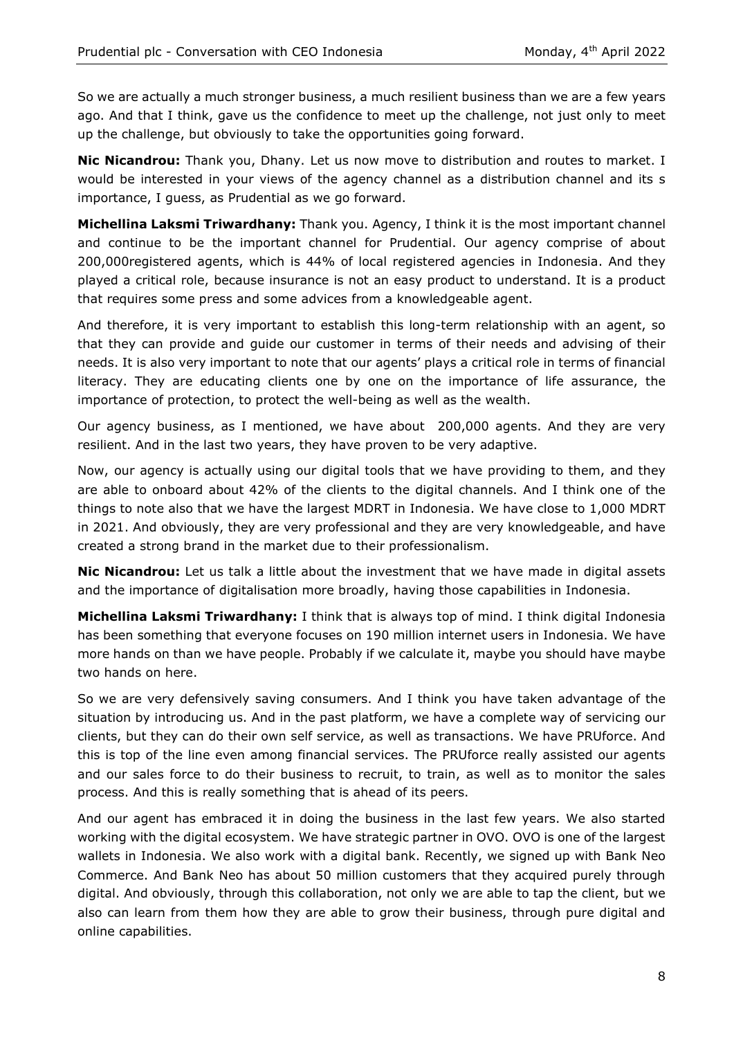So we are actually a much stronger business, a much resilient business than we are a few years ago. And that I think, gave us the confidence to meet up the challenge, not just only to meet up the challenge, but obviously to take the opportunities going forward.

**Nic Nicandrou:** Thank you, Dhany. Let us now move to distribution and routes to market. I would be interested in your views of the agency channel as a distribution channel and its s importance, I guess, as Prudential as we go forward.

**Michellina Laksmi Triwardhany:** Thank you. Agency, I think it is the most important channel and continue to be the important channel for Prudential. Our agency comprise of about 200,000registered agents, which is 44% of local registered agencies in Indonesia. And they played a critical role, because insurance is not an easy product to understand. It is a product that requires some press and some advices from a knowledgeable agent.

And therefore, it is very important to establish this long-term relationship with an agent, so that they can provide and guide our customer in terms of their needs and advising of their needs. It is also very important to note that our agents' plays a critical role in terms of financial literacy. They are educating clients one by one on the importance of life assurance, the importance of protection, to protect the well-being as well as the wealth.

Our agency business, as I mentioned, we have about 200,000 agents. And they are very resilient. And in the last two years, they have proven to be very adaptive.

Now, our agency is actually using our digital tools that we have providing to them, and they are able to onboard about 42% of the clients to the digital channels. And I think one of the things to note also that we have the largest MDRT in Indonesia. We have close to 1,000 MDRT in 2021. And obviously, they are very professional and they are very knowledgeable, and have created a strong brand in the market due to their professionalism.

**Nic Nicandrou:** Let us talk a little about the investment that we have made in digital assets and the importance of digitalisation more broadly, having those capabilities in Indonesia.

**Michellina Laksmi Triwardhany:** I think that is always top of mind. I think digital Indonesia has been something that everyone focuses on 190 million internet users in Indonesia. We have more hands on than we have people. Probably if we calculate it, maybe you should have maybe two hands on here.

So we are very defensively saving consumers. And I think you have taken advantage of the situation by introducing us. And in the past platform, we have a complete way of servicing our clients, but they can do their own self service, as well as transactions. We have PRUforce. And this is top of the line even among financial services. The PRUforce really assisted our agents and our sales force to do their business to recruit, to train, as well as to monitor the sales process. And this is really something that is ahead of its peers.

And our agent has embraced it in doing the business in the last few years. We also started working with the digital ecosystem. We have strategic partner in OVO. OVO is one of the largest wallets in Indonesia. We also work with a digital bank. Recently, we signed up with Bank Neo Commerce. And Bank Neo has about 50 million customers that they acquired purely through digital. And obviously, through this collaboration, not only we are able to tap the client, but we also can learn from them how they are able to grow their business, through pure digital and online capabilities.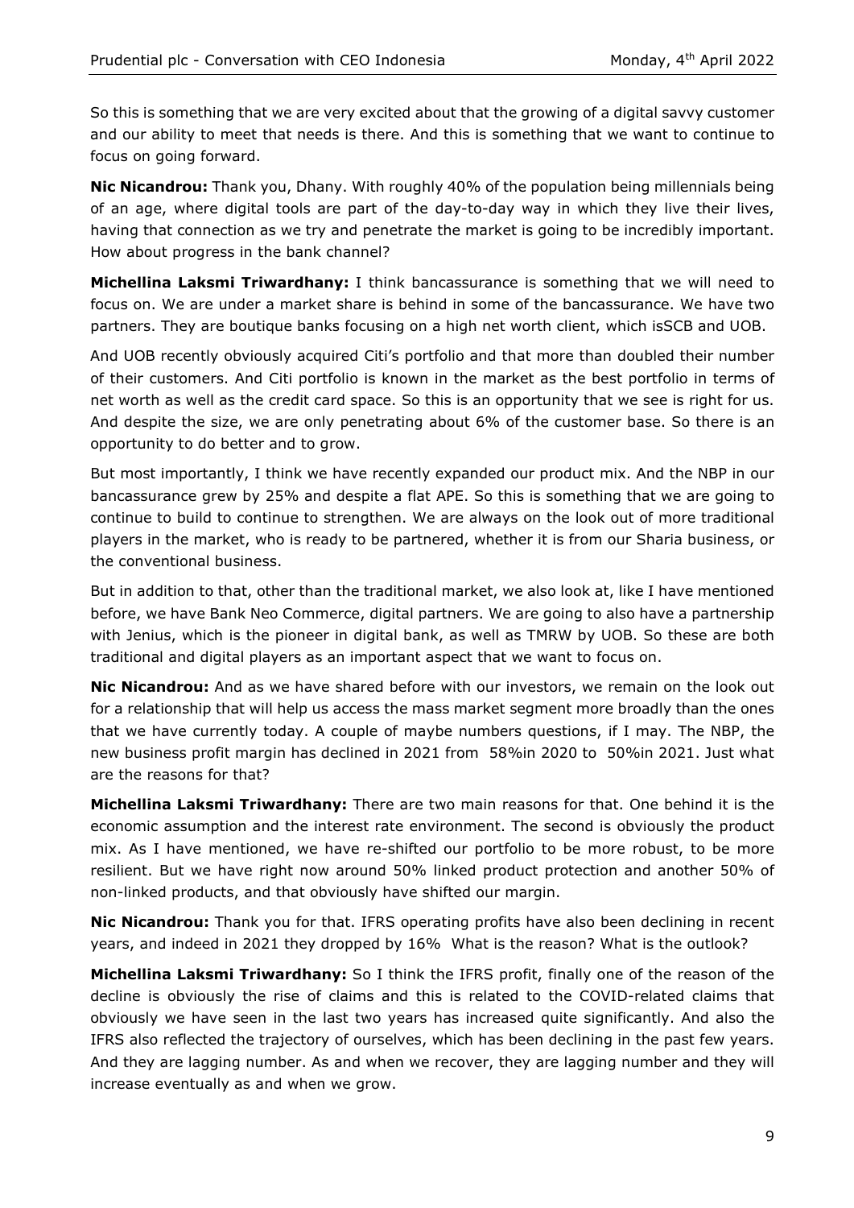So this is something that we are very excited about that the growing of a digital savvy customer and our ability to meet that needs is there. And this is something that we want to continue to focus on going forward.

**Nic Nicandrou:** Thank you, Dhany. With roughly 40% of the population being millennials being of an age, where digital tools are part of the day-to-day way in which they live their lives, having that connection as we try and penetrate the market is going to be incredibly important. How about progress in the bank channel?

**Michellina Laksmi Triwardhany:** I think bancassurance is something that we will need to focus on. We are under a market share is behind in some of the bancassurance. We have two partners. They are boutique banks focusing on a high net worth client, which isSCB and UOB.

And UOB recently obviously acquired Citi's portfolio and that more than doubled their number of their customers. And Citi portfolio is known in the market as the best portfolio in terms of net worth as well as the credit card space. So this is an opportunity that we see is right for us. And despite the size, we are only penetrating about 6% of the customer base. So there is an opportunity to do better and to grow.

But most importantly, I think we have recently expanded our product mix. And the NBP in our bancassurance grew by 25% and despite a flat APE. So this is something that we are going to continue to build to continue to strengthen. We are always on the look out of more traditional players in the market, who is ready to be partnered, whether it is from our Sharia business, or the conventional business.

But in addition to that, other than the traditional market, we also look at, like I have mentioned before, we have Bank Neo Commerce, digital partners. We are going to also have a partnership with Jenius, which is the pioneer in digital bank, as well as TMRW by UOB. So these are both traditional and digital players as an important aspect that we want to focus on.

**Nic Nicandrou:** And as we have shared before with our investors, we remain on the look out for a relationship that will help us access the mass market segment more broadly than the ones that we have currently today. A couple of maybe numbers questions, if I may. The NBP, the new business profit margin has declined in 2021 from 58%in 2020 to 50%in 2021. Just what are the reasons for that?

**Michellina Laksmi Triwardhany:** There are two main reasons for that. One behind it is the economic assumption and the interest rate environment. The second is obviously the product mix. As I have mentioned, we have re-shifted our portfolio to be more robust, to be more resilient. But we have right now around 50% linked product protection and another 50% of non-linked products, and that obviously have shifted our margin.

**Nic Nicandrou:** Thank you for that. IFRS operating profits have also been declining in recent years, and indeed in 2021 they dropped by 16% What is the reason? What is the outlook?

**Michellina Laksmi Triwardhany:** So I think the IFRS profit, finally one of the reason of the decline is obviously the rise of claims and this is related to the COVID-related claims that obviously we have seen in the last two years has increased quite significantly. And also the IFRS also reflected the trajectory of ourselves, which has been declining in the past few years. And they are lagging number. As and when we recover, they are lagging number and they will increase eventually as and when we grow.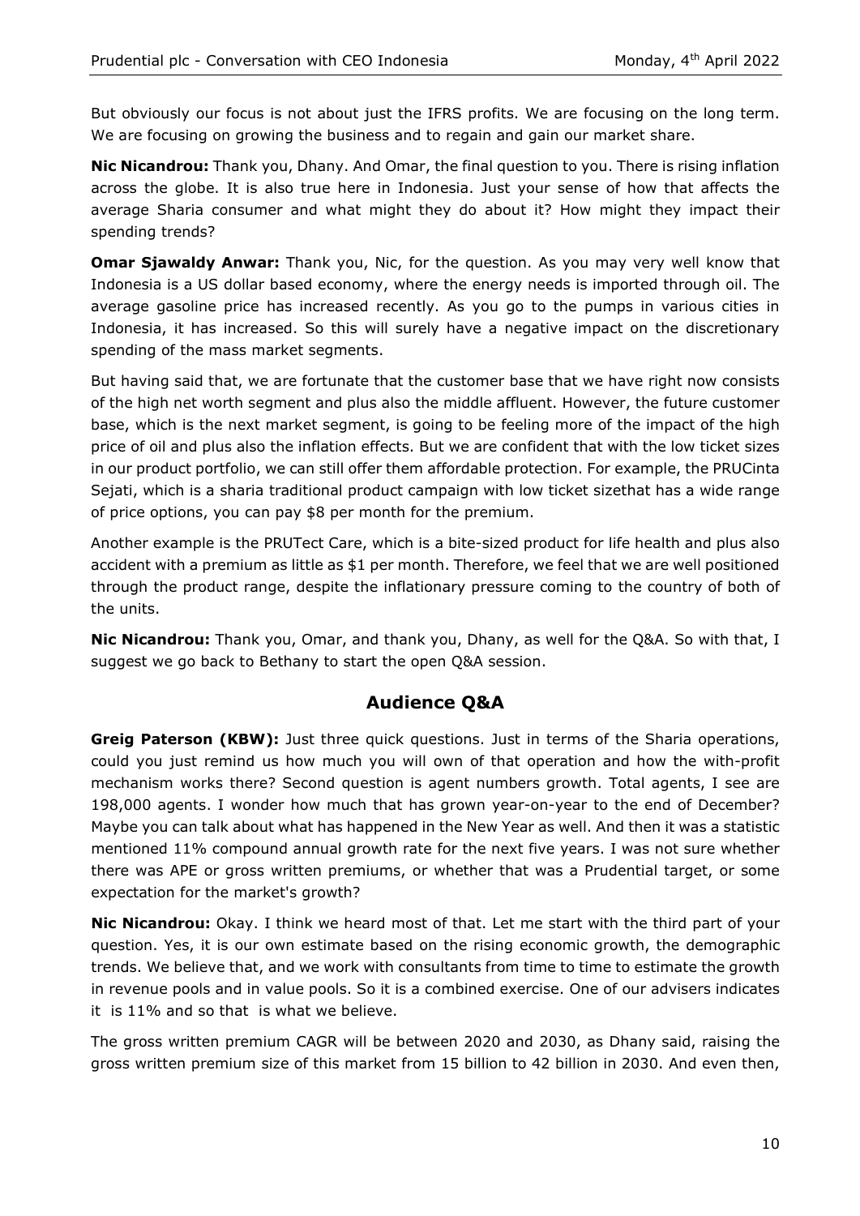But obviously our focus is not about just the IFRS profits. We are focusing on the long term. We are focusing on growing the business and to regain and gain our market share.

**Nic Nicandrou:** Thank you, Dhany. And Omar, the final question to you. There is rising inflation across the globe. It is also true here in Indonesia. Just your sense of how that affects the average Sharia consumer and what might they do about it? How might they impact their spending trends?

**Omar Sjawaldy Anwar:** Thank you, Nic, for the question. As you may very well know that Indonesia is a US dollar based economy, where the energy needs is imported through oil. The average gasoline price has increased recently. As you go to the pumps in various cities in Indonesia, it has increased. So this will surely have a negative impact on the discretionary spending of the mass market segments.

But having said that, we are fortunate that the customer base that we have right now consists of the high net worth segment and plus also the middle affluent. However, the future customer base, which is the next market segment, is going to be feeling more of the impact of the high price of oil and plus also the inflation effects. But we are confident that with the low ticket sizes in our product portfolio, we can still offer them affordable protection. For example, the PRUCinta Sejati, which is a sharia traditional product campaign with low ticket sizethat has a wide range of price options, you can pay $8 per month for the premium.

Another example is the PRUTect Care, which is a bite-sized product for life health and plus also accident with a premium as little as $1 per month. Therefore, we feel that we are well positioned through the product range, despite the inflationary pressure coming to the country of both of the units.

**Nic Nicandrou:** Thank you, Omar, and thank you, Dhany, as well for the Q&A. So with that, I suggest we go back to Bethany to start the open Q&A session.

## Audience Q&A

**Greig Paterson (KBW):** Just three quick questions. Just in terms of the Sharia operations, could you just remind us how much you will own of that operation and how the with-profit mechanism works there? Second question is agent numbers growth. Total agents, I see are 198,000 agents. I wonder how much that has grown year-on-year to the end of December? Maybe you can talk about what has happened in the New Year as well. And then it was a statistic mentioned 11% compound annual growth rate for the next five years. I was not sure whether there was APE or gross written premiums, or whether that was a Prudential target, or some expectation for the market's growth?

**Nic Nicandrou:** Okay. I think we heard most of that. Let me start with the third part of your question. Yes, it is our own estimate based on the rising economic growth, the demographic trends. We believe that, and we work with consultants from time to time to estimate the growth in revenue pools and in value pools. So it is a combined exercise. One of our advisers indicates it is 11% and so that is what we believe.

The gross written premium CAGR will be between 2020 and 2030, as Dhany said, raising the gross written premium size of this market from 15 billion to 42 billion in 2030. And even then,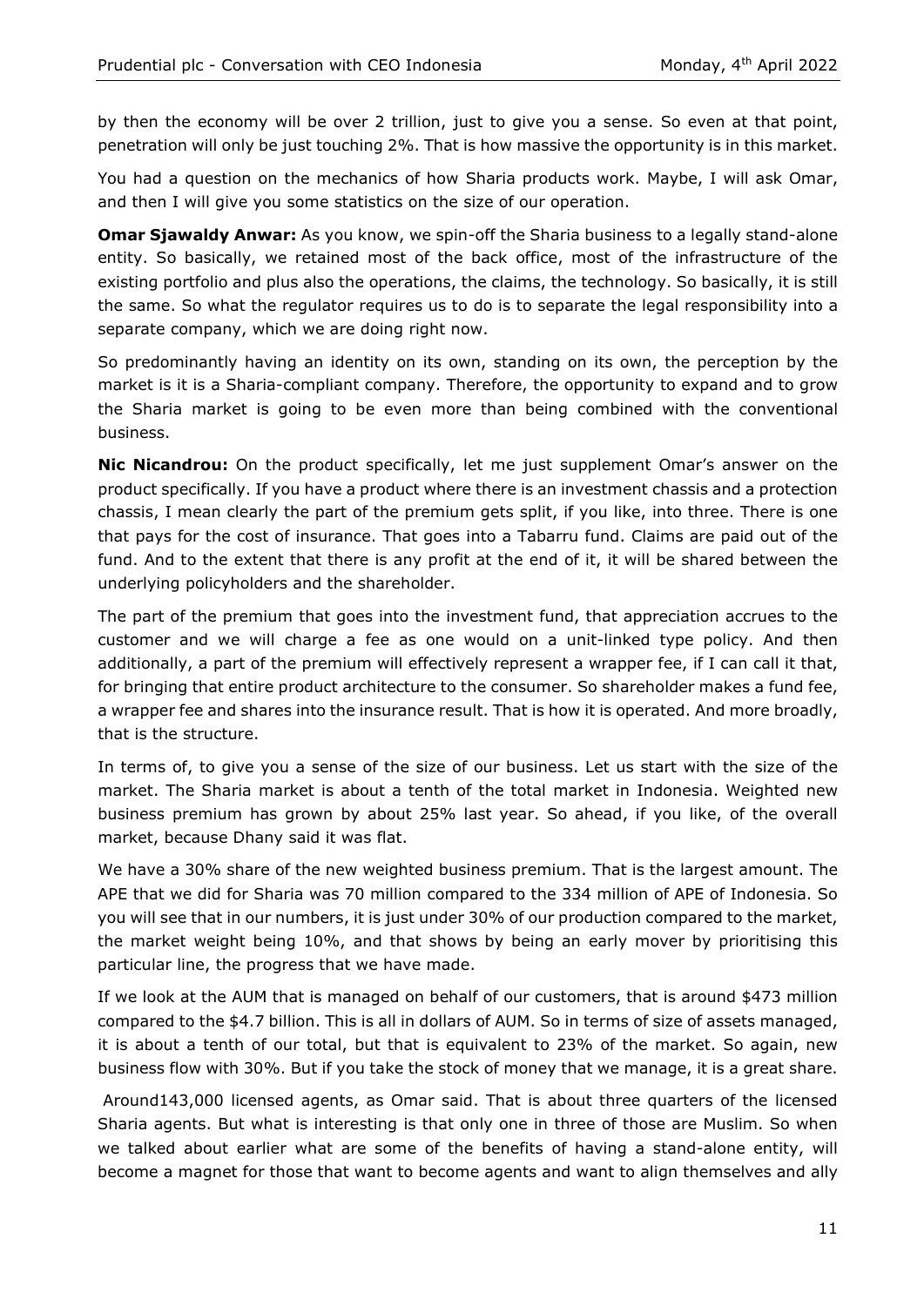by then the economy will be over 2 trillion, just to give you a sense. So even at that point, penetration will only be just touching 2%. That is how massive the opportunity is in this market.

You had a question on the mechanics of how Sharia products work. Maybe, I will ask Omar, and then I will give you some statistics on the size of our operation.

**Omar Sjawaldy Anwar:** As you know, we spin-off the Sharia business to a legally stand-alone entity. So basically, we retained most of the back office, most of the infrastructure of the existing portfolio and plus also the operations, the claims, the technology. So basically, it is still the same. So what the regulator requires us to do is to separate the legal responsibility into a separate company, which we are doing right now.

So predominantly having an identity on its own, standing on its own, the perception by the market is it is a Sharia-compliant company. Therefore, the opportunity to expand and to grow the Sharia market is going to be even more than being combined with the conventional business.

**Nic Nicandrou:** On the product specifically, let me just supplement Omar's answer on the product specifically. If you have a product where there is an investment chassis and a protection chassis, I mean clearly the part of the premium gets split, if you like, into three. There is one that pays for the cost of insurance. That goes into a Tabarru fund. Claims are paid out of the fund. And to the extent that there is any profit at the end of it, it will be shared between the underlying policyholders and the shareholder.

The part of the premium that goes into the investment fund, that appreciation accrues to the customer and we will charge a fee as one would on a unit-linked type policy. And then additionally, a part of the premium will effectively represent a wrapper fee, if I can call it that, for bringing that entire product architecture to the consumer. So shareholder makes a fund fee, a wrapper fee and shares into the insurance result. That is how it is operated. And more broadly, that is the structure.

In terms of, to give you a sense of the size of our business. Let us start with the size of the market. The Sharia market is about a tenth of the total market in Indonesia. Weighted new business premium has grown by about 25% last year. So ahead, if you like, of the overall market, because Dhany said it was flat.

We have a 30% share of the new weighted business premium. That is the largest amount. The APE that we did for Sharia was 70 million compared to the 334 million of APE of Indonesia. So you will see that in our numbers, it is just under 30% of our production compared to the market, the market weight being 10%, and that shows by being an early mover by prioritising this particular line, the progress that we have made.

If we look at the AUM that is managed on behalf of our customers, that is around $473 million compared to the $4.7 billion. This is all in dollars of AUM. So in terms of size of assets managed, it is about a tenth of our total, but that is equivalent to 23% of the market. So again, new business flow with 30%. But if you take the stock of money that we manage, it is a great share.

Around143,000 licensed agents, as Omar said. That is about three quarters of the licensed Sharia agents. But what is interesting is that only one in three of those are Muslim. So when we talked about earlier what are some of the benefits of having a stand-alone entity, will become a magnet for those that want to become agents and want to align themselves and ally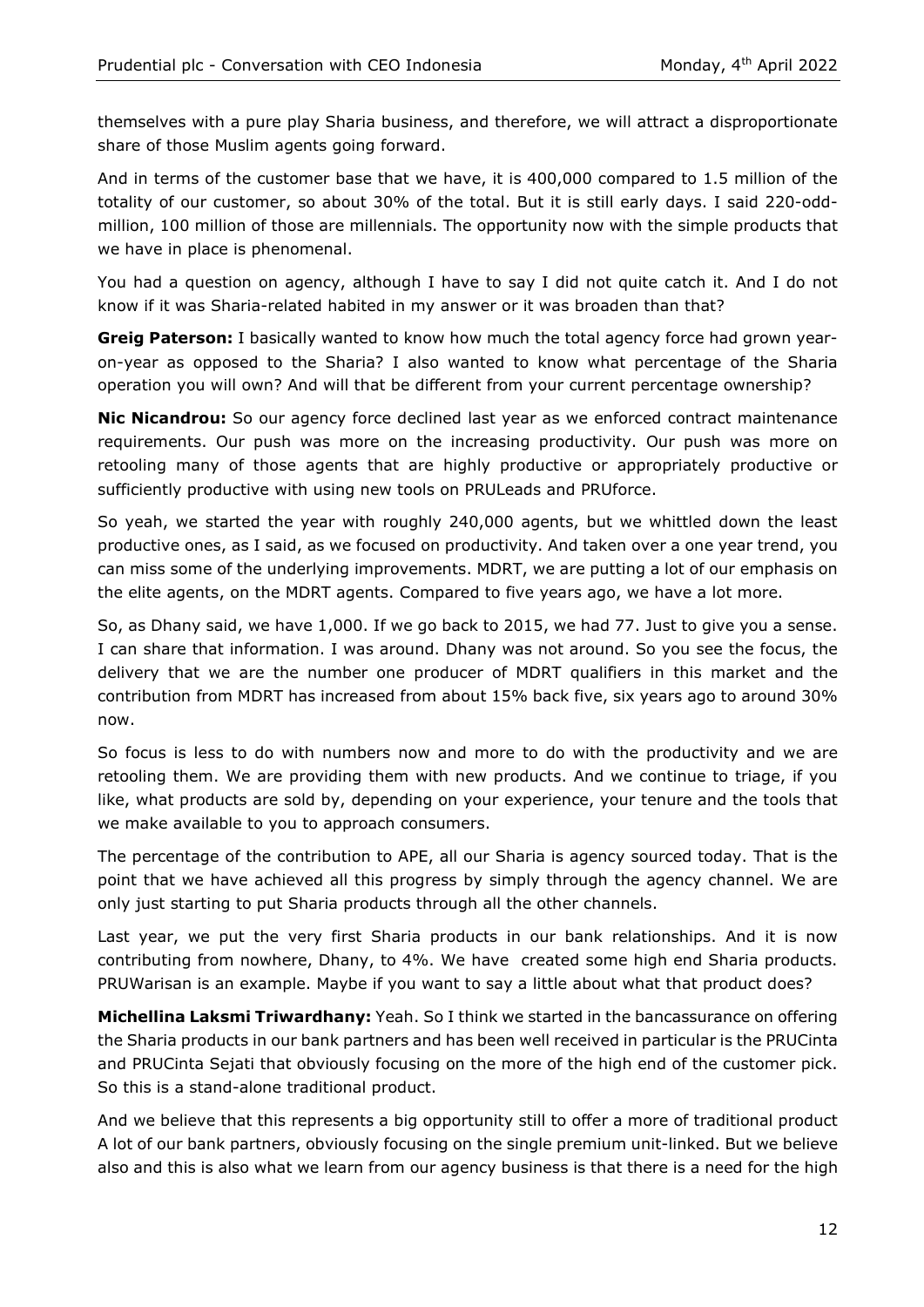themselves with a pure play Sharia business, and therefore, we will attract a disproportionate share of those Muslim agents going forward.

And in terms of the customer base that we have, it is 400,000 compared to 1.5 million of the totality of our customer, so about 30% of the total. But it is still early days. I said 220-odd-million, 100 million of those are millennials. The opportunity now with the simple products that we have in place is phenomenal.

You had a question on agency, although I have to say I did not quite catch it. And I do not know if it was Sharia-related habited in my answer or it was broaden than that?

**Greig Paterson:** I basically wanted to know how much the total agency force had grown year-on-year as opposed to the Sharia? I also wanted to know what percentage of the Sharia operation you will own? And will that be different from your current percentage ownership?

**Nic Nicandrou:** So our agency force declined last year as we enforced contract maintenance requirements. Our push was more on the increasing productivity. Our push was more on retooling many of those agents that are highly productive or appropriately productive or sufficiently productive with using new tools on PRULeads and PRUforce.

So yeah, we started the year with roughly 240,000 agents, but we whittled down the least productive ones, as I said, as we focused on productivity. And taken over a one year trend, you can miss some of the underlying improvements. MDRT, we are putting a lot of our emphasis on the elite agents, on the MDRT agents. Compared to five years ago, we have a lot more.

So, as Dhany said, we have 1,000. If we go back to 2015, we had 77. Just to give you a sense. I can share that information. I was around. Dhany was not around. So you see the focus, the delivery that we are the number one producer of MDRT qualifiers in this market and the contribution from MDRT has increased from about 15% back five, six years ago to around 30% now.

So focus is less to do with numbers now and more to do with the productivity and we are retooling them. We are providing them with new products. And we continue to triage, if you like, what products are sold by, depending on your experience, your tenure and the tools that we make available to you to approach consumers.

The percentage of the contribution to APE, all our Sharia is agency sourced today. That is the point that we have achieved all this progress by simply through the agency channel. We are only just starting to put Sharia products through all the other channels.

Last year, we put the very first Sharia products in our bank relationships. And it is now contributing from nowhere, Dhany, to 4%. We have created some high end Sharia products. PRUWarisan is an example. Maybe if you want to say a little about what that product does?

**Michellina Laksmi Triwardhany:** Yeah. So I think we started in the bancassurance on offering the Sharia products in our bank partners and has been well received in particular is the PRUCinta and PRUCinta Sejati that obviously focusing on the more of the high end of the customer pick. So this is a stand-alone traditional product.

And we believe that this represents a big opportunity still to offer a more of traditional product A lot of our bank partners, obviously focusing on the single premium unit-linked. But we believe also and this is also what we learn from our agency business is that there is a need for the high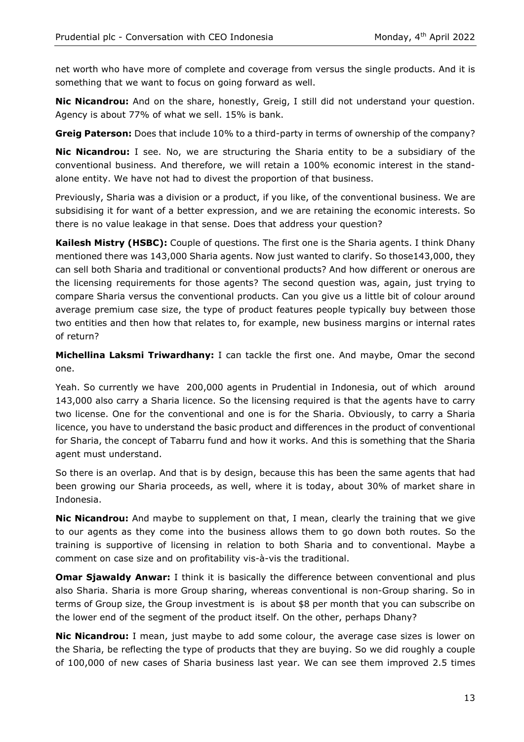net worth who have more of complete and coverage from versus the single products. And it is something that we want to focus on going forward as well.

**Nic Nicandrou:** And on the share, honestly, Greig, I still did not understand your question. Agency is about 77% of what we sell. 15% is bank.

**Greig Paterson:** Does that include 10% to a third-party in terms of ownership of the company?

**Nic Nicandrou:** I see. No, we are structuring the Sharia entity to be a subsidiary of the conventional business. And therefore, we will retain a 100% economic interest in the stand-alone entity. We have not had to divest the proportion of that business.

Previously, Sharia was a division or a product, if you like, of the conventional business. We are subsidising it for want of a better expression, and we are retaining the economic interests. So there is no value leakage in that sense. Does that address your question?

**Kailesh Mistry (HSBC):** Couple of questions. The first one is the Sharia agents. I think Dhany mentioned there was 143,000 Sharia agents. Now just wanted to clarify. So those143,000, they can sell both Sharia and traditional or conventional products? And how different or onerous are the licensing requirements for those agents? The second question was, again, just trying to compare Sharia versus the conventional products. Can you give us a little bit of colour around average premium case size, the type of product features people typically buy between those two entities and then how that relates to, for example, new business margins or internal rates of return?

**Michellina Laksmi Triwardhany:** I can tackle the first one. And maybe, Omar the second one.

Yeah. So currently we have 200,000 agents in Prudential in Indonesia, out of which around 143,000 also carry a Sharia licence. So the licensing required is that the agents have to carry two license. One for the conventional and one is for the Sharia. Obviously, to carry a Sharia licence, you have to understand the basic product and differences in the product of conventional for Sharia, the concept of Tabarru fund and how it works. And this is something that the Sharia agent must understand.

So there is an overlap. And that is by design, because this has been the same agents that had been growing our Sharia proceeds, as well, where it is today, about 30% of market share in Indonesia.

**Nic Nicandrou:** And maybe to supplement on that, I mean, clearly the training that we give to our agents as they come into the business allows them to go down both routes. So the training is supportive of licensing in relation to both Sharia and to conventional. Maybe a comment on case size and on profitability vis-à-vis the traditional.

**Omar Sjawaldy Anwar:** I think it is basically the difference between conventional and plus also Sharia. Sharia is more Group sharing, whereas conventional is non-Group sharing. So in terms of Group size, the Group investment is is about $8 per month that you can subscribe on the lower end of the segment of the product itself. On the other, perhaps Dhany?

**Nic Nicandrou:** I mean, just maybe to add some colour, the average case sizes is lower on the Sharia, be reflecting the type of products that they are buying. So we did roughly a couple of 100,000 of new cases of Sharia business last year. We can see them improved 2.5 times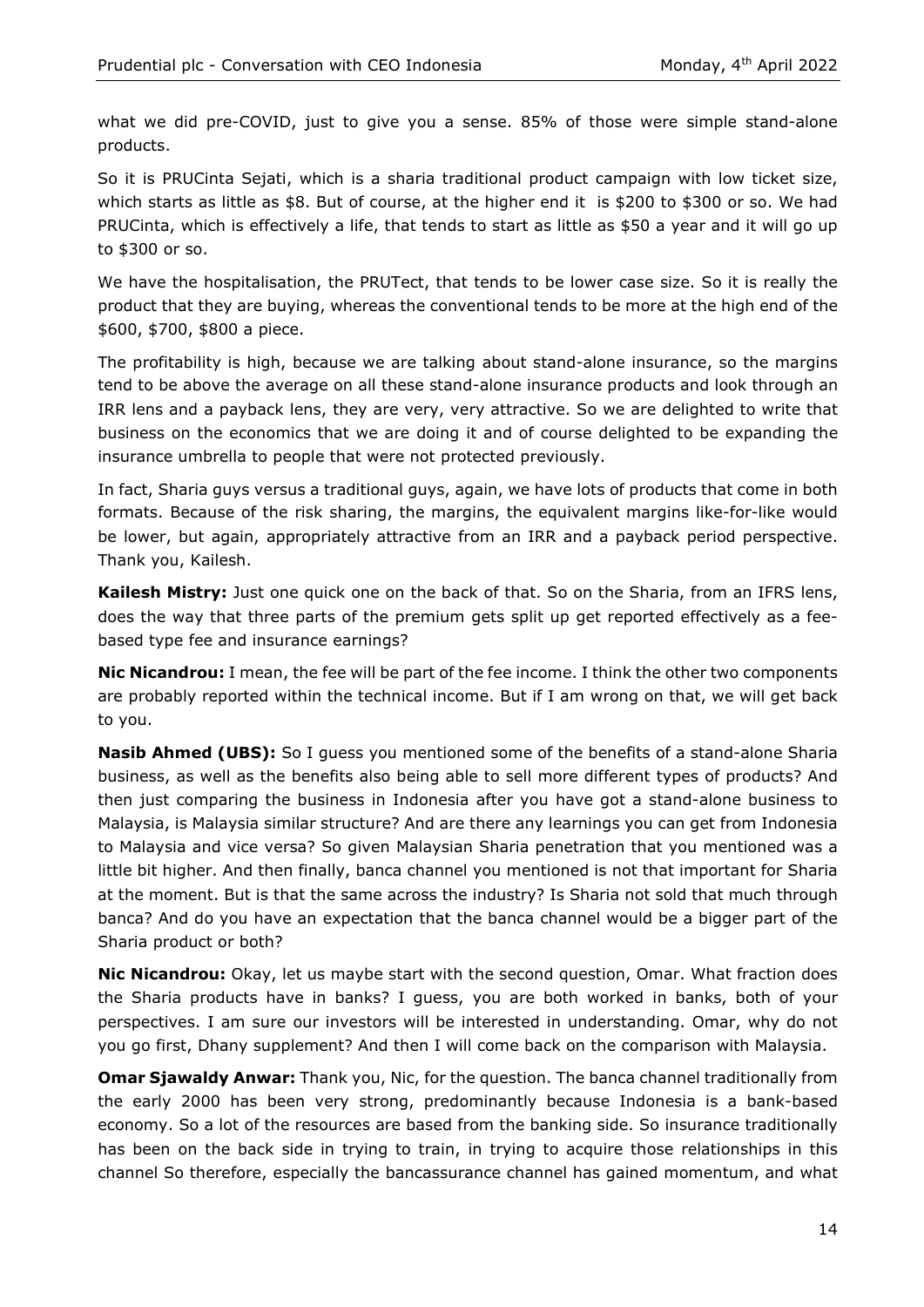what we did pre-COVID, just to give you a sense. 85% of those were simple stand-alone products.

So it is PRUCinta Sejati, which is a sharia traditional product campaign with low ticket size, which starts as little as $8. But of course, at the higher end it is $200 to $300 or so. We had PRUCinta, which is effectively a life, that tends to start as little as $50 a year and it will go up to $300 or so.

We have the hospitalisation, the PRUTect, that tends to be lower case size. So it is really the product that they are buying, whereas the conventional tends to be more at the high end of the $600, $700, $800 a piece.

The profitability is high, because we are talking about stand-alone insurance, so the margins tend to be above the average on all these stand-alone insurance products and look through an IRR lens and a payback lens, they are very, very attractive. So we are delighted to write that business on the economics that we are doing it and of course delighted to be expanding the insurance umbrella to people that were not protected previously.

In fact, Sharia guys versus a traditional guys, again, we have lots of products that come in both formats. Because of the risk sharing, the margins, the equivalent margins like-for-like would be lower, but again, appropriately attractive from an IRR and a payback period perspective. Thank you, Kailesh.

**Kailesh Mistry:** Just one quick one on the back of that. So on the Sharia, from an IFRS lens, does the way that three parts of the premium gets split up get reported effectively as a fee-based type fee and insurance earnings?

**Nic Nicandrou:** I mean, the fee will be part of the fee income. I think the other two components are probably reported within the technical income. But if I am wrong on that, we will get back to you.

**Nasib Ahmed (UBS):** So I guess you mentioned some of the benefits of a stand-alone Sharia business, as well as the benefits also being able to sell more different types of products? And then just comparing the business in Indonesia after you have got a stand-alone business to Malaysia, is Malaysia similar structure? And are there any learnings you can get from Indonesia to Malaysia and vice versa? So given Malaysian Sharia penetration that you mentioned was a little bit higher. And then finally, banca channel you mentioned is not that important for Sharia at the moment. But is that the same across the industry? Is Sharia not sold that much through banca? And do you have an expectation that the banca channel would be a bigger part of the Sharia product or both?

**Nic Nicandrou:** Okay, let us maybe start with the second question, Omar. What fraction does the Sharia products have in banks? I guess, you are both worked in banks, both of your perspectives. I am sure our investors will be interested in understanding. Omar, why do not you go first, Dhany supplement? And then I will come back on the comparison with Malaysia.

**Omar Sjawaldy Anwar:** Thank you, Nic, for the question. The banca channel traditionally from the early 2000 has been very strong, predominantly because Indonesia is a bank-based economy. So a lot of the resources are based from the banking side. So insurance traditionally has been on the back side in trying to train, in trying to acquire those relationships in this channel So therefore, especially the bancassurance channel has gained momentum, and what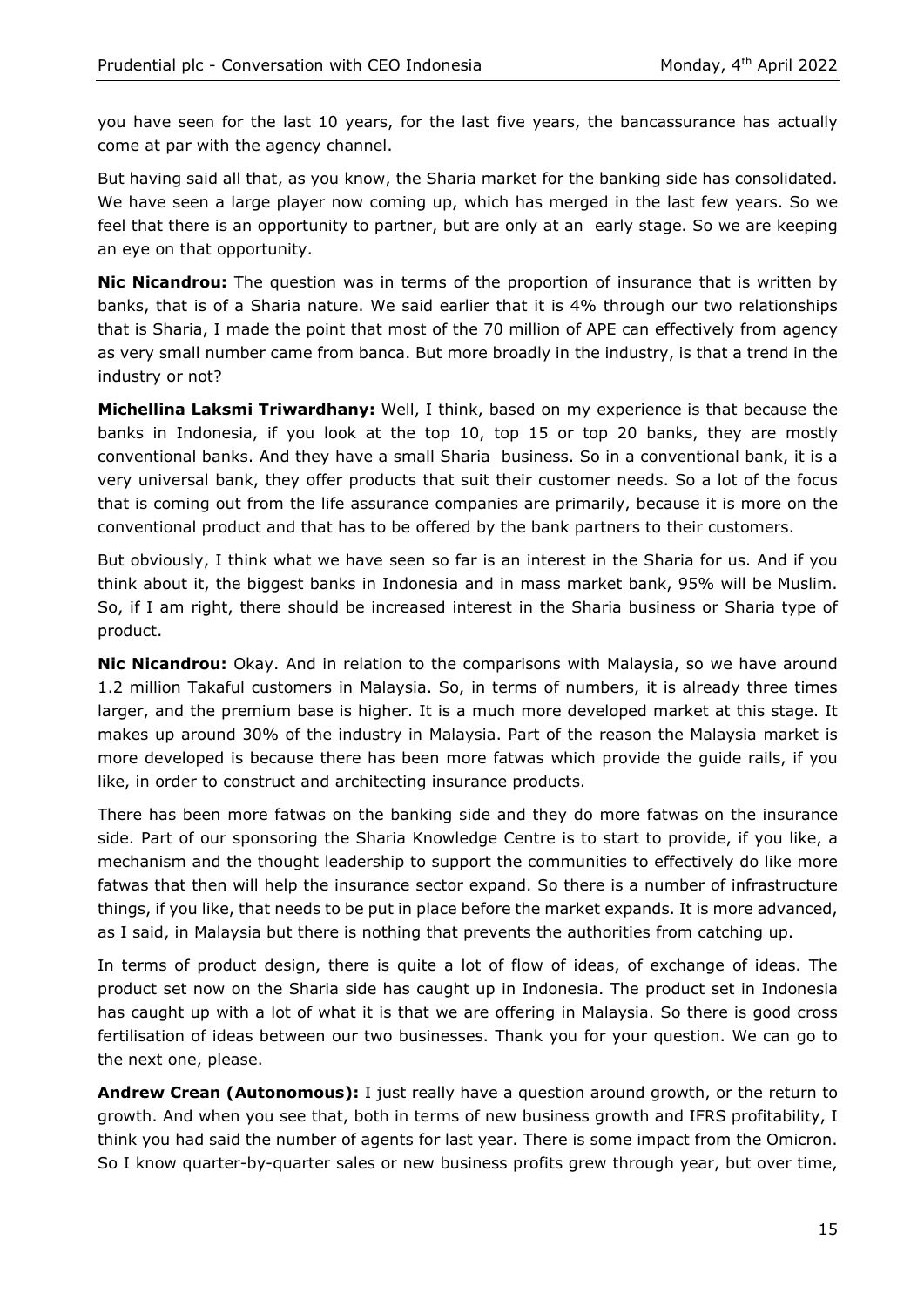you have seen for the last 10 years, for the last five years, the bancassurance has actually come at par with the agency channel.

But having said all that, as you know, the Sharia market for the banking side has consolidated. We have seen a large player now coming up, which has merged in the last few years. So we feel that there is an opportunity to partner, but are only at an early stage. So we are keeping an eye on that opportunity.

**Nic Nicandrou:** The question was in terms of the proportion of insurance that is written by banks, that is of a Sharia nature. We said earlier that it is 4% through our two relationships that is Sharia, I made the point that most of the 70 million of APE can effectively from agency as very small number came from banca. But more broadly in the industry, is that a trend in the industry or not?

**Michellina Laksmi Triwardhany:** Well, I think, based on my experience is that because the banks in Indonesia, if you look at the top 10, top 15 or top 20 banks, they are mostly conventional banks. And they have a small Sharia business. So in a conventional bank, it is a very universal bank, they offer products that suit their customer needs. So a lot of the focus that is coming out from the life assurance companies are primarily, because it is more on the conventional product and that has to be offered by the bank partners to their customers.

But obviously, I think what we have seen so far is an interest in the Sharia for us. And if you think about it, the biggest banks in Indonesia and in mass market bank, 95% will be Muslim. So, if I am right, there should be increased interest in the Sharia business or Sharia type of product.

**Nic Nicandrou:** Okay. And in relation to the comparisons with Malaysia, so we have around 1.2 million Takaful customers in Malaysia. So, in terms of numbers, it is already three times larger, and the premium base is higher. It is a much more developed market at this stage. It makes up around 30% of the industry in Malaysia. Part of the reason the Malaysia market is more developed is because there has been more fatwas which provide the guide rails, if you like, in order to construct and architecting insurance products.

There has been more fatwas on the banking side and they do more fatwas on the insurance side. Part of our sponsoring the Sharia Knowledge Centre is to start to provide, if you like, a mechanism and the thought leadership to support the communities to effectively do like more fatwas that then will help the insurance sector expand. So there is a number of infrastructure things, if you like, that needs to be put in place before the market expands. It is more advanced, as I said, in Malaysia but there is nothing that prevents the authorities from catching up.

In terms of product design, there is quite a lot of flow of ideas, of exchange of ideas. The product set now on the Sharia side has caught up in Indonesia. The product set in Indonesia has caught up with a lot of what it is that we are offering in Malaysia. So there is good cross fertilisation of ideas between our two businesses. Thank you for your question. We can go to the next one, please.

**Andrew Crean (Autonomous):** I just really have a question around growth, or the return to growth. And when you see that, both in terms of new business growth and IFRS profitability, I think you had said the number of agents for last year. There is some impact from the Omicron. So I know quarter-by-quarter sales or new business profits grew through year, but over time,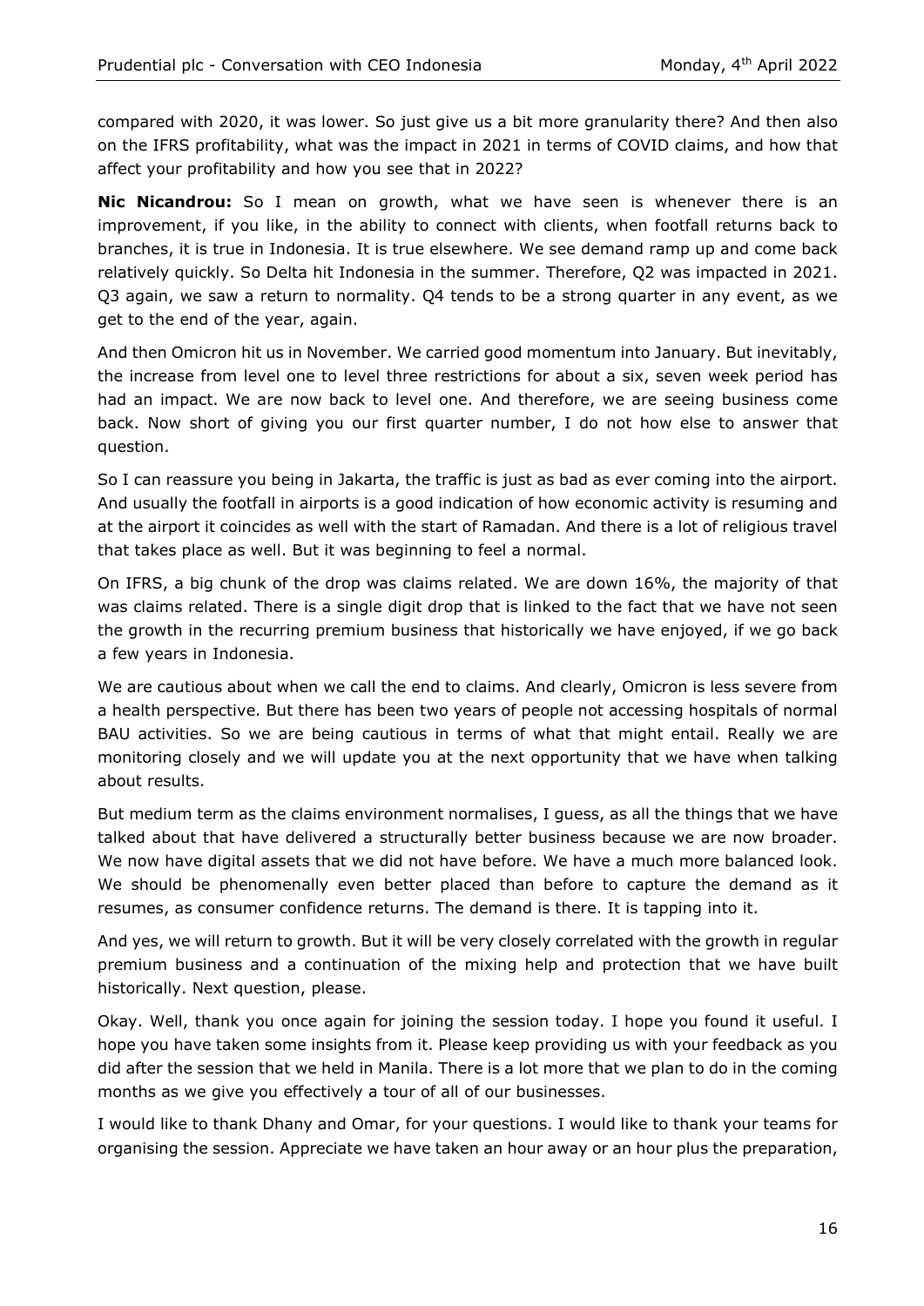compared with 2020, it was lower. So just give us a bit more granularity there? And then also on the IFRS profitability, what was the impact in 2021 in terms of COVID claims, and how that affect your profitability and how you see that in 2022?

**Nic Nicandrou:** So I mean on growth, what we have seen is whenever there is an improvement, if you like, in the ability to connect with clients, when footfall returns back to branches, it is true in Indonesia. It is true elsewhere. We see demand ramp up and come back relatively quickly. So Delta hit Indonesia in the summer. Therefore, Q2 was impacted in 2021. Q3 again, we saw a return to normality. Q4 tends to be a strong quarter in any event, as we get to the end of the year, again.

And then Omicron hit us in November. We carried good momentum into January. But inevitably, the increase from level one to level three restrictions for about a six, seven week period has had an impact. We are now back to level one. And therefore, we are seeing business come back. Now short of giving you our first quarter number, I do not how else to answer that question.

So I can reassure you being in Jakarta, the traffic is just as bad as ever coming into the airport. And usually the footfall in airports is a good indication of how economic activity is resuming and at the airport it coincides as well with the start of Ramadan. And there is a lot of religious travel that takes place as well. But it was beginning to feel a normal.

On IFRS, a big chunk of the drop was claims related. We are down 16%, the majority of that was claims related. There is a single digit drop that is linked to the fact that we have not seen the growth in the recurring premium business that historically we have enjoyed, if we go back a few years in Indonesia.

We are cautious about when we call the end to claims. And clearly, Omicron is less severe from a health perspective. But there has been two years of people not accessing hospitals of normal BAU activities. So we are being cautious in terms of what that might entail. Really we are monitoring closely and we will update you at the next opportunity that we have when talking about results.

But medium term as the claims environment normalises, I guess, as all the things that we have talked about that have delivered a structurally better business because we are now broader. We now have digital assets that we did not have before. We have a much more balanced look. We should be phenomenally even better placed than before to capture the demand as it resumes, as consumer confidence returns. The demand is there. It is tapping into it.

And yes, we will return to growth. But it will be very closely correlated with the growth in regular premium business and a continuation of the mixing help and protection that we have built historically. Next question, please.

Okay. Well, thank you once again for joining the session today. I hope you found it useful. I hope you have taken some insights from it. Please keep providing us with your feedback as you did after the session that we held in Manila. There is a lot more that we plan to do in the coming months as we give you effectively a tour of all of our businesses.

I would like to thank Dhany and Omar, for your questions. I would like to thank your teams for organising the session. Appreciate we have taken an hour away or an hour plus the preparation,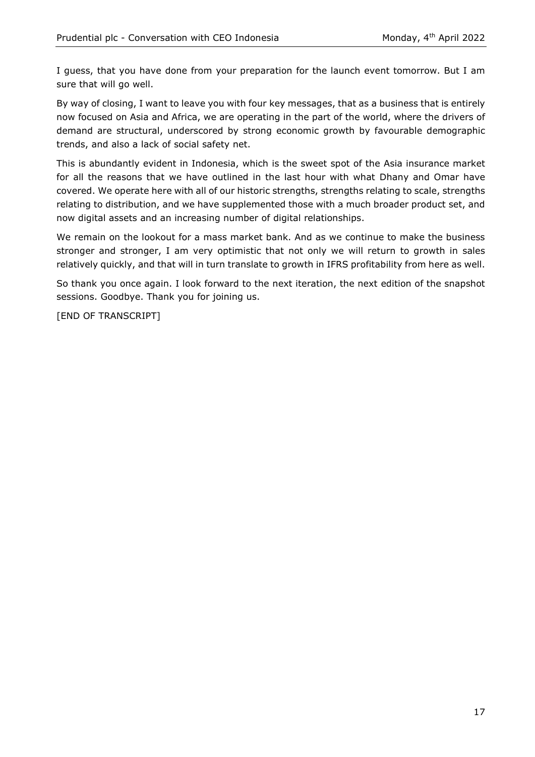I guess, that you have done from your preparation for the launch event tomorrow. But I am sure that will go well.

By way of closing, I want to leave you with four key messages, that as a business that is entirely now focused on Asia and Africa, we are operating in the part of the world, where the drivers of demand are structural, underscored by strong economic growth by favourable demographic trends, and also a lack of social safety net.

This is abundantly evident in Indonesia, which is the sweet spot of the Asia insurance market for all the reasons that we have outlined in the last hour with what Dhany and Omar have covered. We operate here with all of our historic strengths, strengths relating to scale, strengths relating to distribution, and we have supplemented those with a much broader product set, and now digital assets and an increasing number of digital relationships.

We remain on the lookout for a mass market bank. And as we continue to make the business stronger and stronger, I am very optimistic that not only we will return to growth in sales relatively quickly, and that will in turn translate to growth in IFRS profitability from here as well.

So thank you once again. I look forward to the next iteration, the next edition of the snapshot sessions. Goodbye. Thank you for joining us.

[END OF TRANSCRIPT]